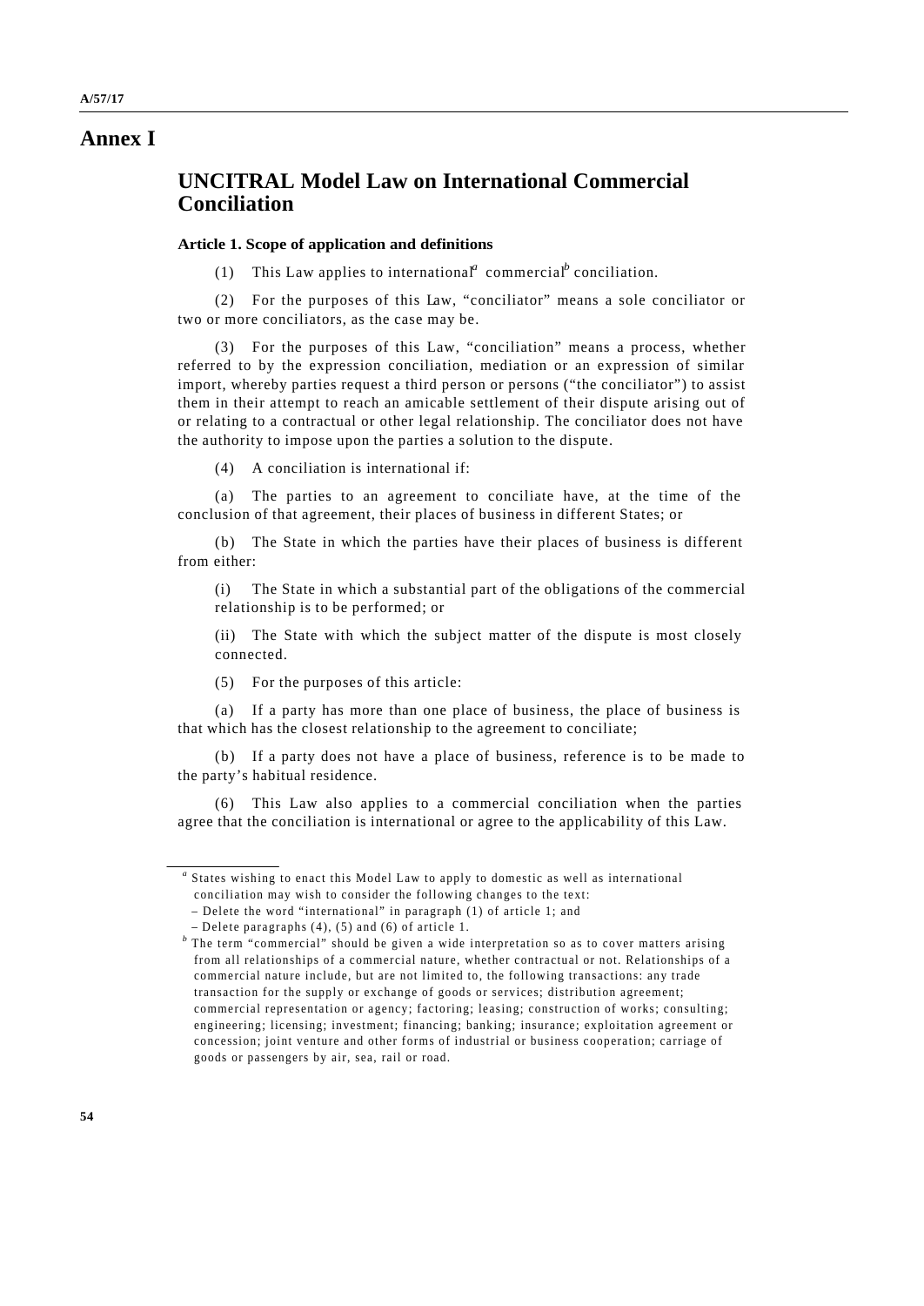# Annex I

## UNCITRAL Model Law on International Commercial Conciliation

### Article 1. Scope of application and definitions

(1) This Law applies to international[a] commercial[b] conciliation.

(2) For the purposes of this Law, "conciliator" means a sole conciliator or two or more conciliators, as the case may be.

(3) For the purposes of this Law, "conciliation" means a process, whether referred to by the expression conciliation, mediation or an expression of similar import, whereby parties request a third person or persons ("the conciliator") to assist them in their attempt to reach an amicable settlement of their dispute arising out of or relating to a contractual or other legal relationship. The conciliator does not have the authority to impose upon the parties a solution to the dispute.

(4) A conciliation is international if:

(a) The parties to an agreement to conciliate have, at the time of the conclusion of that agreement, their places of business in different States; or

(b) The State in which the parties have their places of business is different from either:

(i) The State in which a substantial part of the obligations of the commercial relationship is to be performed; or

(ii) The State with which the subject matter of the dispute is most closely connected.

(5) For the purposes of this article:

(a) If a party has more than one place of business, the place of business is that which has the closest relationship to the agreement to conciliate;

(b) If a party does not have a place of business, reference is to be made to the party's habitual residence.

(6) This Law also applies to a commercial conciliation when the parties agree that the conciliation is international or agree to the applicability of this Law.

---

[a] States wishing to enact this Model Law to apply to domestic as well as international conciliation may wish to consider the following changes to the text:
– Delete the word "international" in paragraph (1) of article 1; and
– Delete paragraphs (4), (5) and (6) of article 1.

[b] The term "commercial" should be given a wide interpretation so as to cover matters arising from all relationships of a commercial nature, whether contractual or not. Relationships of a commercial nature include, but are not limited to, the following transactions: any trade transaction for the supply or exchange of goods or services; distribution agreement; commercial representation or agency; factoring; leasing; construction of works; consulting; engineering; licensing; investment; financing; banking; insurance; exploitation agreement or concession; joint venture and other forms of industrial or business cooperation; carriage of goods or passengers by air, sea, rail or road.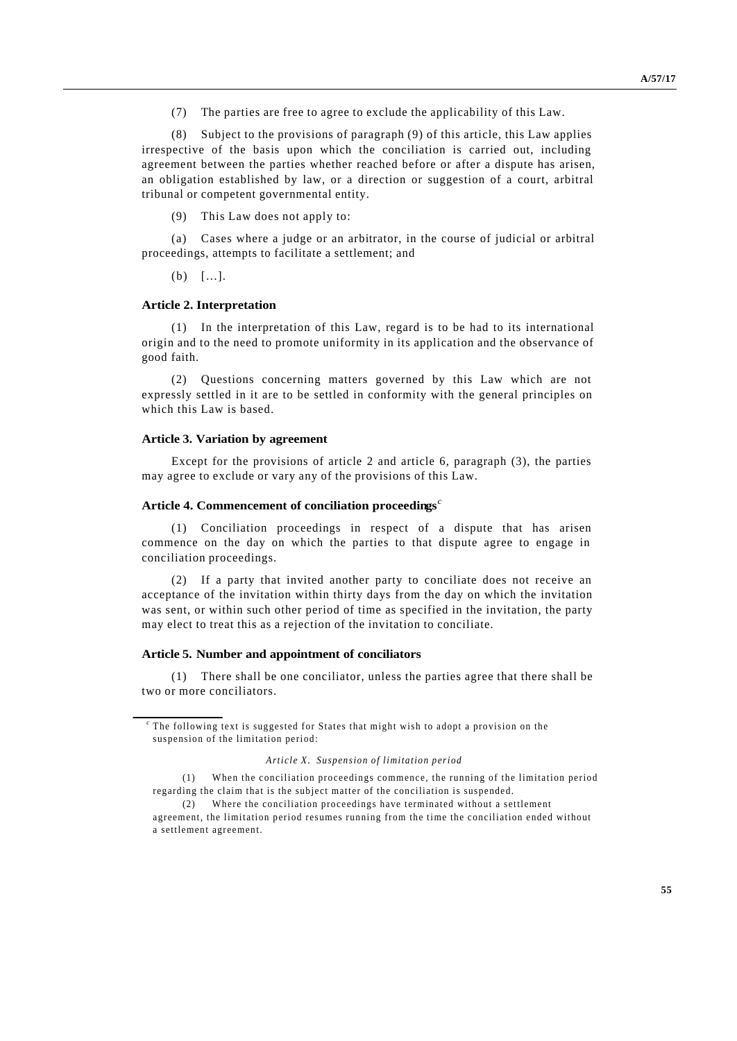(7) The parties are free to agree to exclude the applicability of this Law.

(8) Subject to the provisions of paragraph (9) of this article, this Law applies irrespective of the basis upon which the conciliation is carried out, including agreement between the parties whether reached before or after a dispute has arisen, an obligation established by law, or a direction or suggestion of a court, arbitral tribunal or competent governmental entity.

(9) This Law does not apply to:

(a) Cases where a judge or an arbitrator, in the course of judicial or arbitral proceedings, attempts to facilitate a settlement; and

(b) […].

**Article 2. Interpretation**

(1) In the interpretation of this Law, regard is to be had to its international origin and to the need to promote uniformity in its application and the observance of good faith.

(2) Questions concerning matters governed by this Law which are not expressly settled in it are to be settled in conformity with the general principles on which this Law is based.

**Article 3. Variation by agreement**

Except for the provisions of article 2 and article 6, paragraph (3), the parties may agree to exclude or vary any of the provisions of this Law.

**Article 4. Commencement of conciliation proceedings**[c]

(1) Conciliation proceedings in respect of a dispute that has arisen commence on the day on which the parties to that dispute agree to engage in conciliation proceedings.

(2) If a party that invited another party to conciliate does not receive an acceptance of the invitation within thirty days from the day on which the invitation was sent, or within such other period of time as specified in the invitation, the party may elect to treat this as a rejection of the invitation to conciliate.

**Article 5. Number and appointment of conciliators**

(1) There shall be one conciliator, unless the parties agree that there shall be two or more conciliators.

---

[c] The following text is suggested for States that might wish to adopt a provision on the suspension of the limitation period:

*Article X. Suspension of limitation period*

(1) When the conciliation proceedings commence, the running of the limitation period regarding the claim that is the subject matter of the conciliation is suspended.

(2) Where the conciliation proceedings have terminated without a settlement agreement, the limitation period resumes running from the time the conciliation ended without a settlement agreement.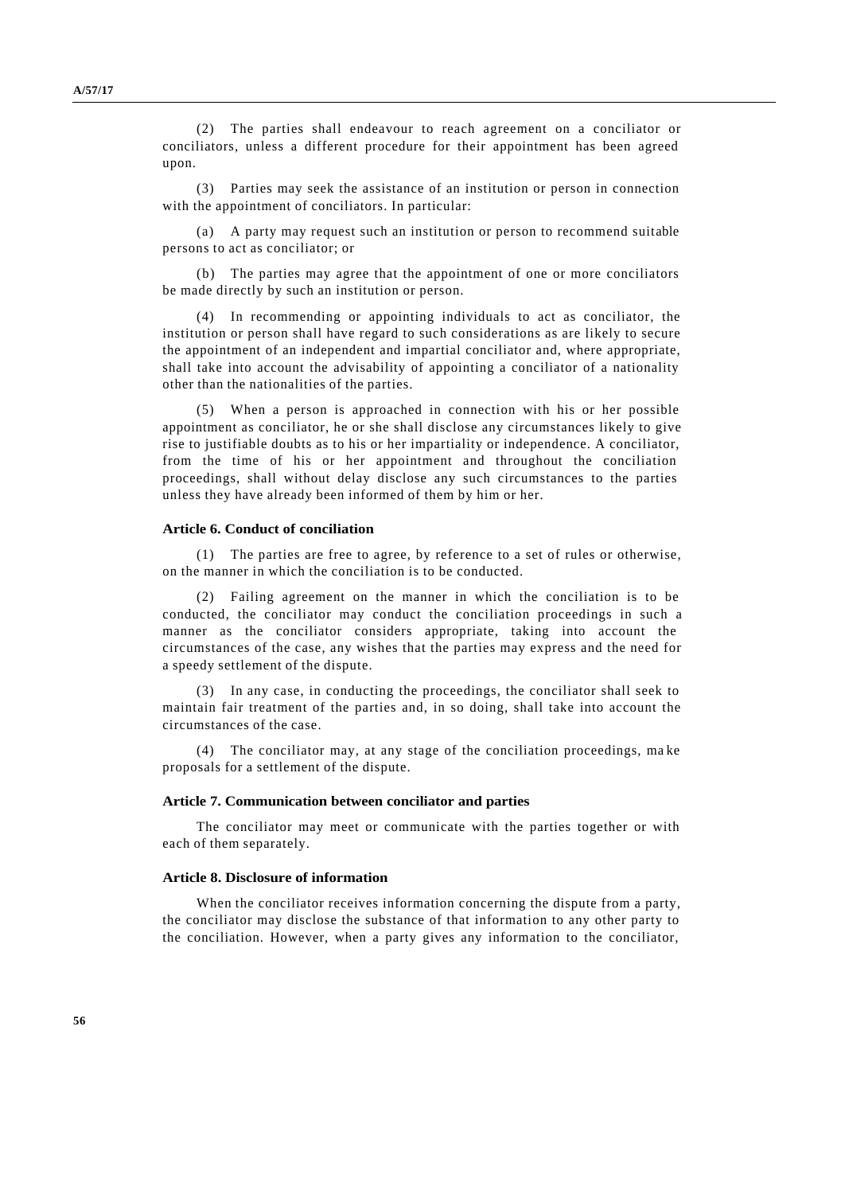(2) The parties shall endeavour to reach agreement on a conciliator or conciliators, unless a different procedure for their appointment has been agreed upon.

(3) Parties may seek the assistance of an institution or person in connection with the appointment of conciliators. In particular:

(a) A party may request such an institution or person to recommend suitable persons to act as conciliator; or

(b) The parties may agree that the appointment of one or more conciliators be made directly by such an institution or person.

(4) In recommending or appointing individuals to act as conciliator, the institution or person shall have regard to such considerations as are likely to secure the appointment of an independent and impartial conciliator and, where appropriate, shall take into account the advisability of appointing a conciliator of a nationality other than the nationalities of the parties.

(5) When a person is approached in connection with his or her possible appointment as conciliator, he or she shall disclose any circumstances likely to give rise to justifiable doubts as to his or her impartiality or independence. A conciliator, from the time of his or her appointment and throughout the conciliation proceedings, shall without delay disclose any such circumstances to the parties unless they have already been informed of them by him or her.

#### Article 6. Conduct of conciliation

(1) The parties are free to agree, by reference to a set of rules or otherwise, on the manner in which the conciliation is to be conducted.

(2) Failing agreement on the manner in which the conciliation is to be conducted, the conciliator may conduct the conciliation proceedings in such a manner as the conciliator considers appropriate, taking into account the circumstances of the case, any wishes that the parties may express and the need for a speedy settlement of the dispute.

(3) In any case, in conducting the proceedings, the conciliator shall seek to maintain fair treatment of the parties and, in so doing, shall take into account the circumstances of the case.

(4) The conciliator may, at any stage of the conciliation proceedings, make proposals for a settlement of the dispute.

#### Article 7. Communication between conciliator and parties

The conciliator may meet or communicate with the parties together or with each of them separately.

#### Article 8. Disclosure of information

When the conciliator receives information concerning the dispute from a party, the conciliator may disclose the substance of that information to any other party to the conciliation. However, when a party gives any information to the conciliator,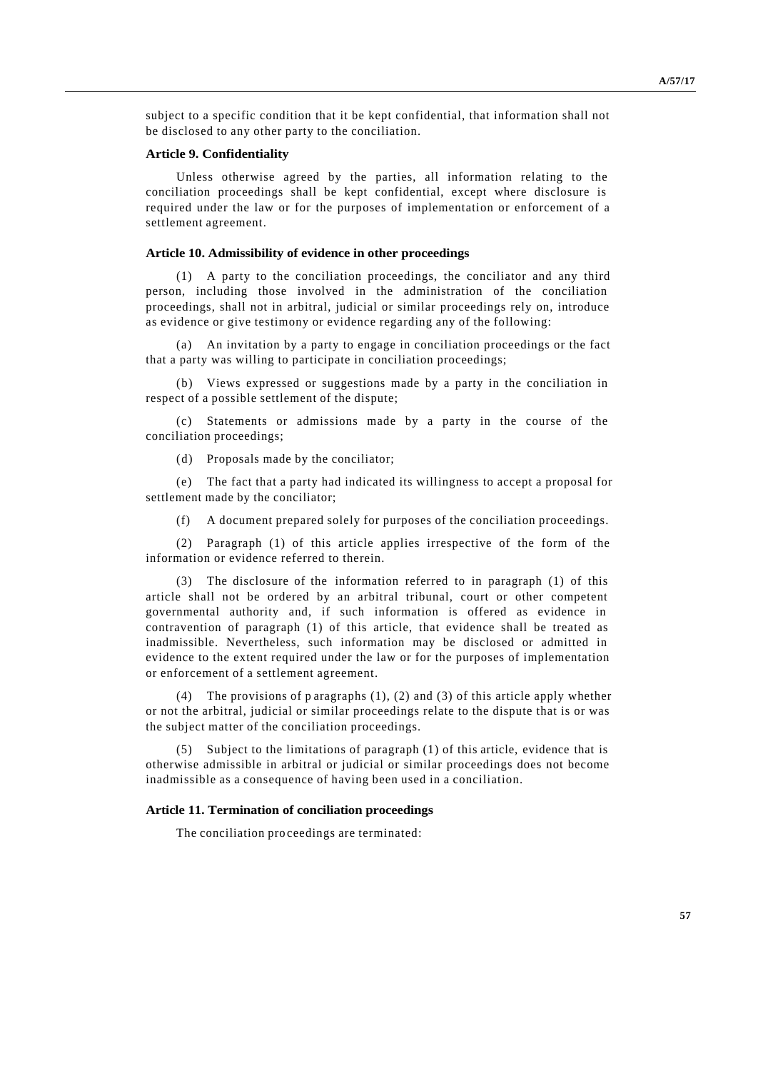subject to a specific condition that it be kept confidential, that information shall not be disclosed to any other party to the conciliation.

**Article 9. Confidentiality**

Unless otherwise agreed by the parties, all information relating to the conciliation proceedings shall be kept confidential, except where disclosure is required under the law or for the purposes of implementation or enforcement of a settlement agreement.

**Article 10. Admissibility of evidence in other proceedings**

(1) A party to the conciliation proceedings, the conciliator and any third person, including those involved in the administration of the conciliation proceedings, shall not in arbitral, judicial or similar proceedings rely on, introduce as evidence or give testimony or evidence regarding any of the following:

(a) An invitation by a party to engage in conciliation proceedings or the fact that a party was willing to participate in conciliation proceedings;

(b) Views expressed or suggestions made by a party in the conciliation in respect of a possible settlement of the dispute;

(c) Statements or admissions made by a party in the course of the conciliation proceedings;

(d) Proposals made by the conciliator;

(e) The fact that a party had indicated its willingness to accept a proposal for settlement made by the conciliator;

(f) A document prepared solely for purposes of the conciliation proceedings.

(2) Paragraph (1) of this article applies irrespective of the form of the information or evidence referred to therein.

(3) The disclosure of the information referred to in paragraph (1) of this article shall not be ordered by an arbitral tribunal, court or other competent governmental authority and, if such information is offered as evidence in contravention of paragraph (1) of this article, that evidence shall be treated as inadmissible. Nevertheless, such information may be disclosed or admitted in evidence to the extent required under the law or for the purposes of implementation or enforcement of a settlement agreement.

(4) The provisions of paragraphs (1), (2) and (3) of this article apply whether or not the arbitral, judicial or similar proceedings relate to the dispute that is or was the subject matter of the conciliation proceedings.

(5) Subject to the limitations of paragraph (1) of this article, evidence that is otherwise admissible in arbitral or judicial or similar proceedings does not become inadmissible as a consequence of having been used in a conciliation.

**Article 11. Termination of conciliation proceedings**

The conciliation proceedings are terminated: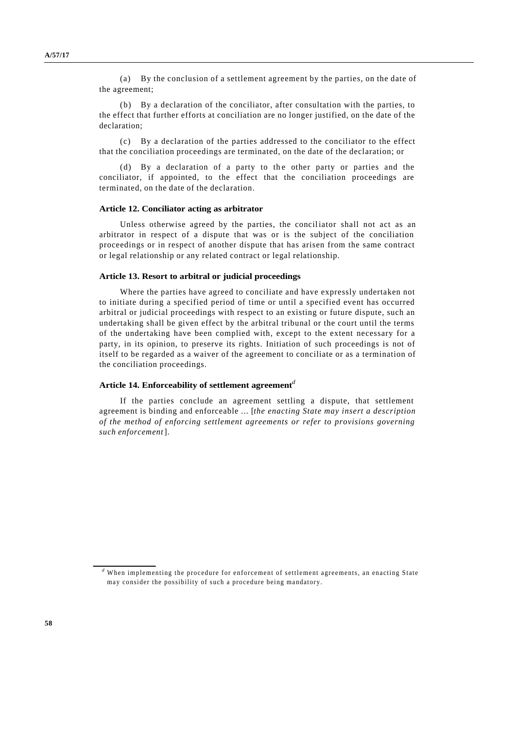(a) By the conclusion of a settlement agreement by the parties, on the date of the agreement;

(b) By a declaration of the conciliator, after consultation with the parties, to the effect that further efforts at conciliation are no longer justified, on the date of the declaration;

(c) By a declaration of the parties addressed to the conciliator to the effect that the conciliation proceedings are terminated, on the date of the declaration; or

(d) By a declaration of a party to the other party or parties and the conciliator, if appointed, to the effect that the conciliation proceedings are terminated, on the date of the declaration.

#### Article 12. Conciliator acting as arbitrator

Unless otherwise agreed by the parties, the conciliator shall not act as an arbitrator in respect of a dispute that was or is the subject of the conciliation proceedings or in respect of another dispute that has arisen from the same contract or legal relationship or any related contract or legal relationship.

#### Article 13. Resort to arbitral or judicial proceedings

Where the parties have agreed to conciliate and have expressly undertaken not to initiate during a specified period of time or until a specified event has occurred arbitral or judicial proceedings with respect to an existing or future dispute, such an undertaking shall be given effect by the arbitral tribunal or the court until the terms of the undertaking have been complied with, except to the extent necessary for a party, in its opinion, to preserve its rights. Initiation of such proceedings is not of itself to be regarded as a waiver of the agreement to conciliate or as a termination of the conciliation proceedings.

#### Article 14. Enforceability of settlement agreement[d]

If the parties conclude an agreement settling a dispute, that settlement agreement is binding and enforceable ... [*the enacting State may insert a description of the method of enforcing settlement agreements or refer to provisions governing such enforcement*].

---

[d] When implementing the procedure for enforcement of settlement agreements, an enacting State may consider the possibility of such a procedure being mandatory.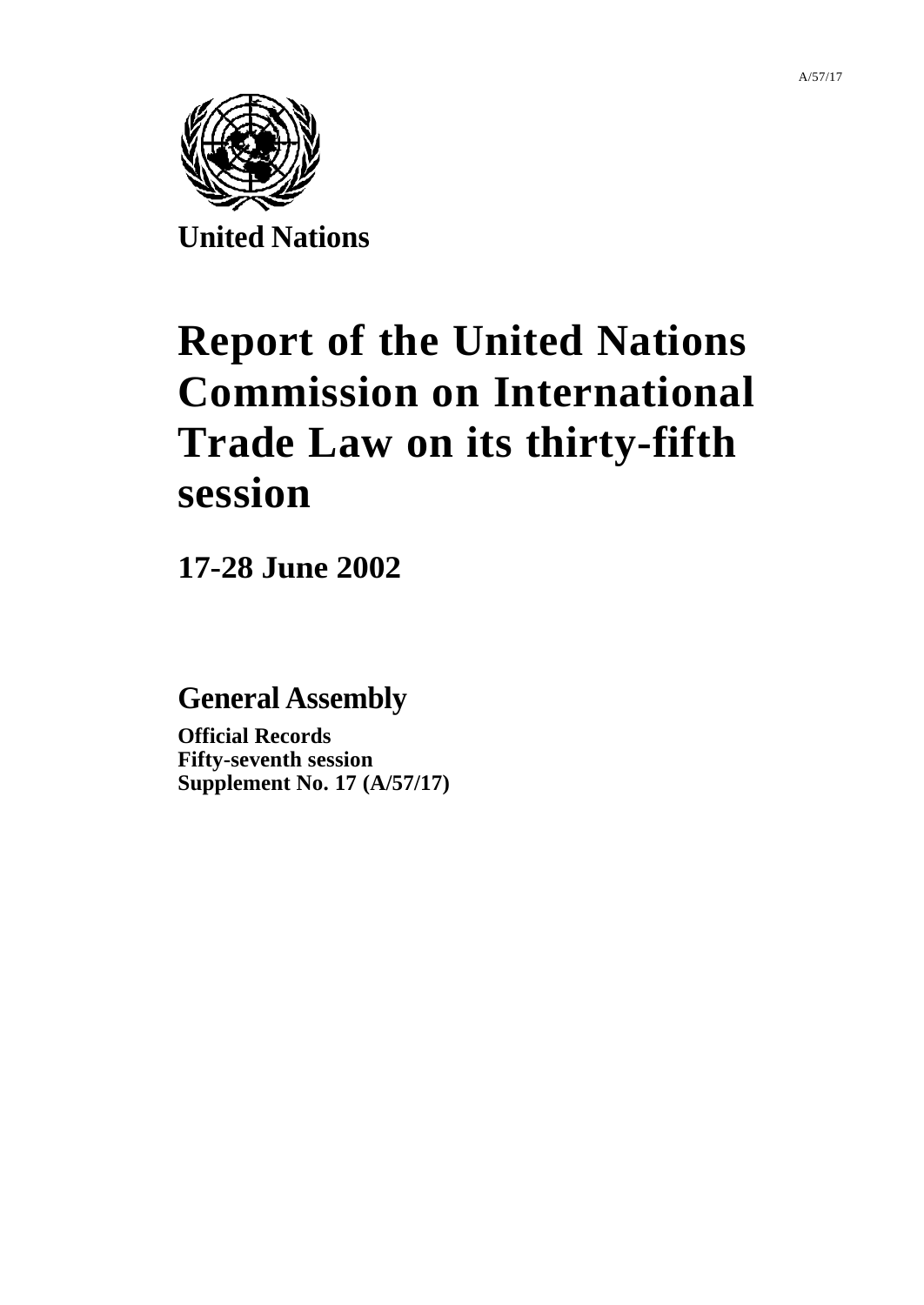United Nations

# Report of the United Nations Commission on International Trade Law on its thirty-fifth session

**17-28 June 2002**

## General Assembly

**Official Records**
**Fifty-seventh session**
**Supplement No. 17 (A/57/17)**